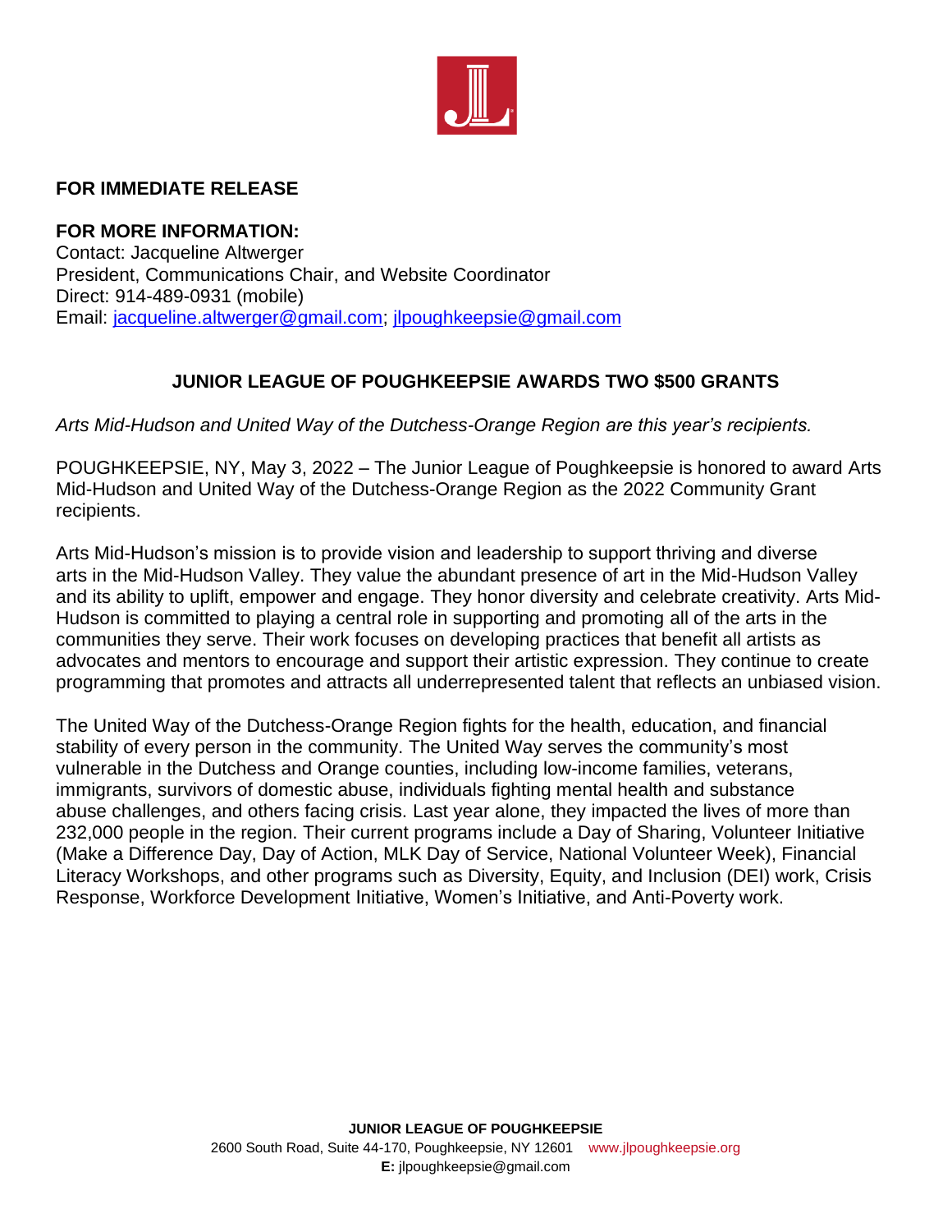**FOR IMMEDIATE RELEASE**

**FOR MORE INFORMATION:**
Contact: Jacqueline Altwerger
President, Communications Chair, and Website Coordinator
Direct: 914-489-0931 (mobile)
Email: jacqueline.altwerger@gmail.com; jlpoughkeepsie@gmail.com

## JUNIOR LEAGUE OF POUGHKEEPSIE AWARDS TWO $500 GRANTS

*Arts Mid-Hudson and United Way of the Dutchess-Orange Region are this year's recipients.*

POUGHKEEPSIE, NY, May 3, 2022 – The Junior League of Poughkeepsie is honored to award Arts Mid-Hudson and United Way of the Dutchess-Orange Region as the 2022 Community Grant recipients.

Arts Mid-Hudson's mission is to provide vision and leadership to support thriving and diverse arts in the Mid-Hudson Valley. They value the abundant presence of art in the Mid-Hudson Valley and its ability to uplift, empower and engage. They honor diversity and celebrate creativity. Arts Mid-Hudson is committed to playing a central role in supporting and promoting all of the arts in the communities they serve. Their work focuses on developing practices that benefit all artists as advocates and mentors to encourage and support their artistic expression. They continue to create programming that promotes and attracts all underrepresented talent that reflects an unbiased vision.

The United Way of the Dutchess-Orange Region fights for the health, education, and financial stability of every person in the community. The United Way serves the community's most vulnerable in the Dutchess and Orange counties, including low-income families, veterans, immigrants, survivors of domestic abuse, individuals fighting mental health and substance abuse challenges, and others facing crisis. Last year alone, they impacted the lives of more than 232,000 people in the region. Their current programs include a Day of Sharing, Volunteer Initiative (Make a Difference Day, Day of Action, MLK Day of Service, National Volunteer Week), Financial Literacy Workshops, and other programs such as Diversity, Equity, and Inclusion (DEI) work, Crisis Response, Workforce Development Initiative, Women's Initiative, and Anti-Poverty work.

**JUNIOR LEAGUE OF POUGHKEEPSIE**
2600 South Road, Suite 44-170, Poughkeepsie, NY 12601 www.jlpoughkeepsie.org
**E:** jlpoughkeepsie@gmail.com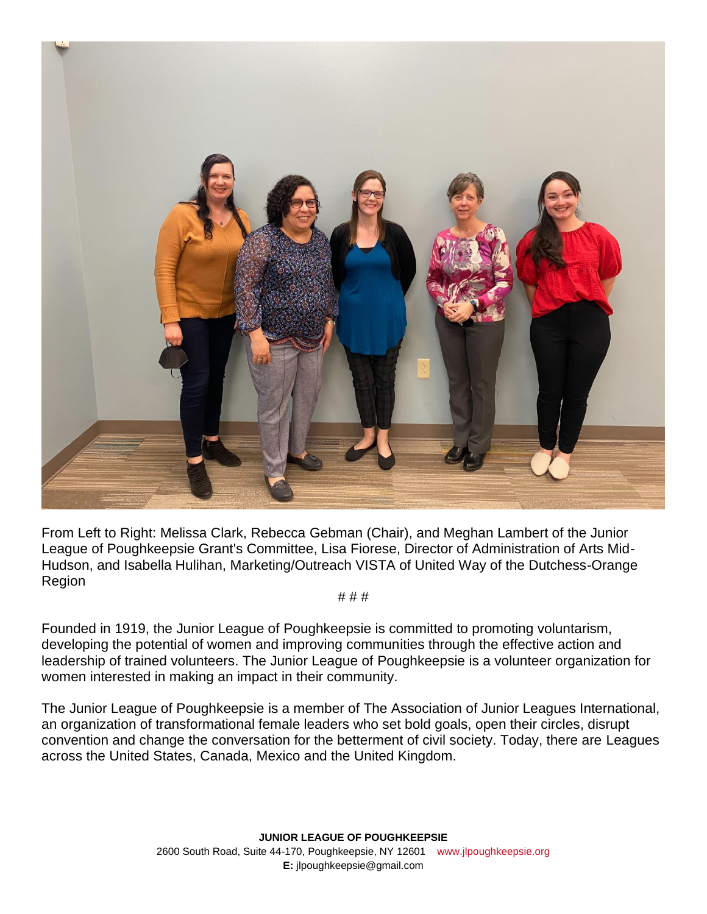From Left to Right: Melissa Clark, Rebecca Gebman (Chair), and Meghan Lambert of the Junior League of Poughkeepsie Grant's Committee, Lisa Fiorese, Director of Administration of Arts Mid-Hudson, and Isabella Hulihan, Marketing/Outreach VISTA of United Way of the Dutchess-Orange Region

# # #

Founded in 1919, the Junior League of Poughkeepsie is committed to promoting voluntarism, developing the potential of women and improving communities through the effective action and leadership of trained volunteers. The Junior League of Poughkeepsie is a volunteer organization for women interested in making an impact in their community.

The Junior League of Poughkeepsie is a member of The Association of Junior Leagues International, an organization of transformational female leaders who set bold goals, open their circles, disrupt convention and change the conversation for the betterment of civil society. Today, there are Leagues across the United States, Canada, Mexico and the United Kingdom.

**JUNIOR LEAGUE OF POUGHKEEPSIE**
2600 South Road, Suite 44-170, Poughkeepsie, NY 12601 www.jlpoughkeepsie.org
**E:** jlpoughkeepsie@gmail.com